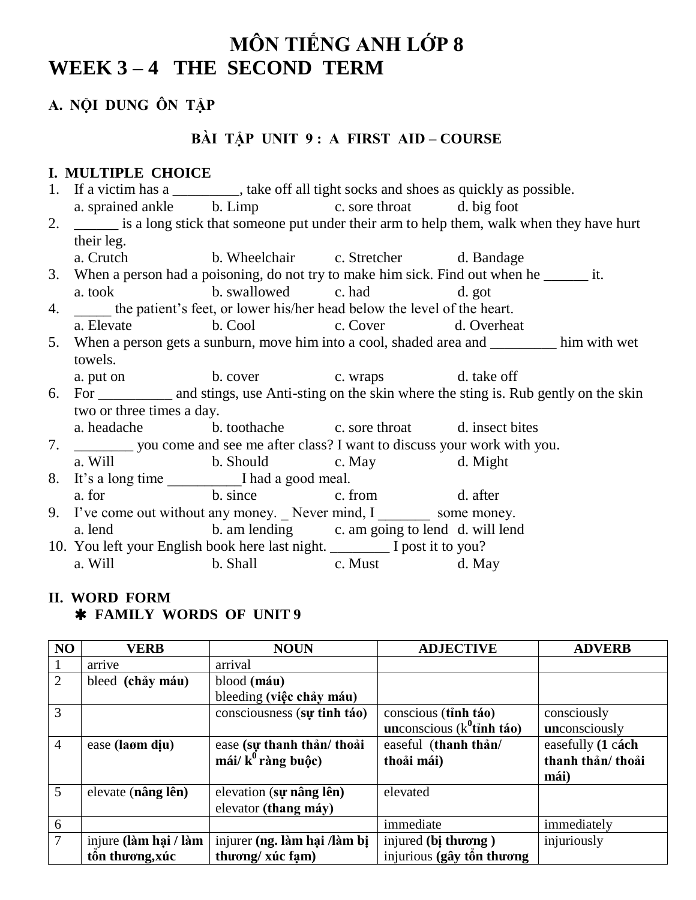# MÔN TIẾNG ANH LỚP 8
# WEEK 3 – 4 THE SECOND TERM

## A. NỘI DUNG ÔN TẬP

### BÀI TẬP UNIT 9 : A FIRST AID – COURSE

**I. MULTIPLE CHOICE**

1. If a victim has a _________, take off all tight socks and shoes as quickly as possible.
   a. sprained ankle  b. Limp  c. sore throat  d. big foot
2. ______ is a long stick that someone put under their arm to help them, walk when they have hurt their leg.
   a. Crutch  b. Wheelchair  c. Stretcher  d. Bandage
3. When a person had a poisoning, do not try to make him sick. Find out when he ______ it.
   a. took  b. swallowed  c. had  d. got
4. _____ the patient's feet, or lower his/her head below the level of the heart.
   a. Elevate  b. Cool  c. Cover  d. Overheat
5. When a person gets a sunburn, move him into a cool, shaded area and _________ him with wet towels.
   a. put on  b. cover  c. wraps  d. take off
6. For __________ and stings, use Anti-sting on the skin where the sting is. Rub gently on the skin two or three times a day.
   a. headache  b. toothache  c. sore throat  d. insect bites
7. ________ you come and see me after class? I want to discuss your work with you.
   a. Will  b. Should  c. May  d. Might
8. It's a long time __________I had a good meal.
   a. for  b. since  c. from  d. after
9. I've come out without any money. _ Never mind, I _______ some money.
   a. lend  b. am lending  c. am going to lend  d. will lend
10. You left your English book here last night. ________ I post it to you?
    a. Will  b. Shall  c. Must  d. May

**II. WORD FORM**

✱ **FAMILY WORDS OF UNIT 9**

| NO | VERB | NOUN | ADJECTIVE | ADVERB |
|---|---|---|---|---|
| 1 | arrive | arrival | | |
| 2 | bleed **(chảy máu)** | blood **(máu)**<br>bleeding **(việc chảy máu)** | | |
| 3 | | consciousness (**sự tỉnh táo**) | conscious (**tỉnh táo**)<br>**un**conscious (k**0** **tỉnh táo)** | consciously<br>**un**consciously |
| 4 | ease **(laøm dịu)** | ease **(sự thanh thản/ thoải mái/ k0 ràng buộc)** | easeful (**thanh thản/ thoải mái)** | easefully **(1 cách thanh thản/ thoải mái)** |
| 5 | elevate (**nâng lên)** | elevation (**sự nâng lên)**<br>elevator **(thang máy)** | elevated | |
| 6 | | | immediate | immediately |
| 7 | injure **(làm hại / làm tổn thương,xúc** | injurer **(ng. làm hại /làm bị thương/ xúc fạm)** | injured **(bị thương )**<br>injurious **(gây tổn thương** | injuriously |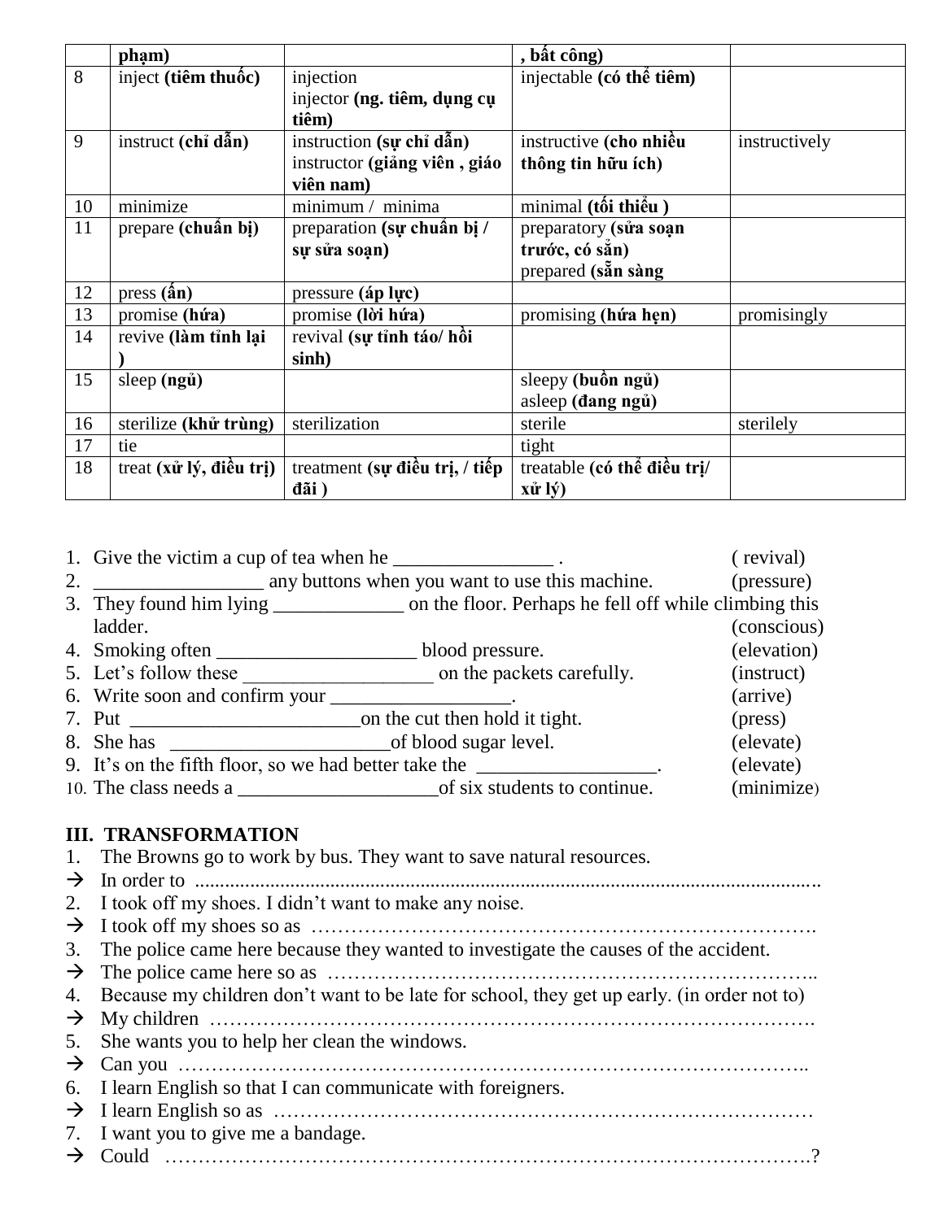|  | phạm) |  | , bất công) |  |
|---|---|---|---|---|
| 8 | inject **(tiêm thuốc)** | injection<br>injector **(ng. tiêm, dụng cụ tiêm)** | injectable **(có thể tiêm)** |  |
| 9 | instruct **(chỉ dẫn)** | instruction **(sự chỉ dẫn)**<br>instructor **(giảng viên , giáo viên nam)** | instructive **(cho nhiều thông tin hữu ích)** | instructively |
| 10 | minimize | minimum / minima | minimal **(tối thiểu )** |  |
| 11 | prepare **(chuẩn bị)** | preparation **(sự chuẩn bị / sự sửa soạn)** | preparatory **(sửa soạn trước, có sẵn)**<br>prepared **(sẵn sàng** |  |
| 12 | press **(ấn)** | pressure **(áp lực)** |  |  |
| 13 | promise **(hứa)** | promise **(lời hứa)** | promising **(hứa hẹn)** | promisingly |
| 14 | revive **(làm tỉnh lại )** | revival **(sự tỉnh táo/ hồi sinh)** |  |  |
| 15 | sleep **(ngủ)** |  | sleepy **(buồn ngủ)**<br>asleep **(đang ngủ)** |  |
| 16 | sterilize **(khử trùng)** | sterilization | sterile | sterilely |
| 17 | tie |  | tight |  |
| 18 | treat **(xử lý, điều trị)** | treatment **(sự điều trị, / tiếp đãi )** | treatable **(có thể điều trị/ xử lý)** |  |

1. Give the victim a cup of tea when he ________________ . ( revival)
2. _________________ any buttons when you want to use this machine. (pressure)
3. They found him lying _____________ on the floor. Perhaps he fell off while climbing this ladder. (conscious)
4. Smoking often ____________________ blood pressure. (elevation)
5. Let's follow these ___________________ on the packets carefully. (instruct)
6. Write soon and confirm your __________________. (arrive)
7. Put _______________________on the cut then hold it tight. (press)
8. She has ______________________of blood sugar level. (elevate)
9. It's on the fifth floor, so we had better take the __________________. (elevate)
10. The class needs a ____________________of six students to continue. (minimize)

## III. TRANSFORMATION

1. The Browns go to work by bus. They want to save natural resources.
→ In order to ..........................................................................................................................
2. I took off my shoes. I didn't want to make any noise.
→ I took off my shoes so as …………………………………………………………………
3. The police came here because they wanted to investigate the causes of the accident.
→ The police came here so as ……………………………………………………………..
4. Because my children don't want to be late for school, they get up early. (in order not to)
→ My children ……………………………………………………………………………….
5. She wants you to help her clean the windows.
→ Can you ………………………………………………………………………………..
6. I learn English so that I can communicate with foreigners.
→ I learn English so as ……………………………………………………………………
7. I want you to give me a bandage.
→ Could ………………………………………………………………………………….?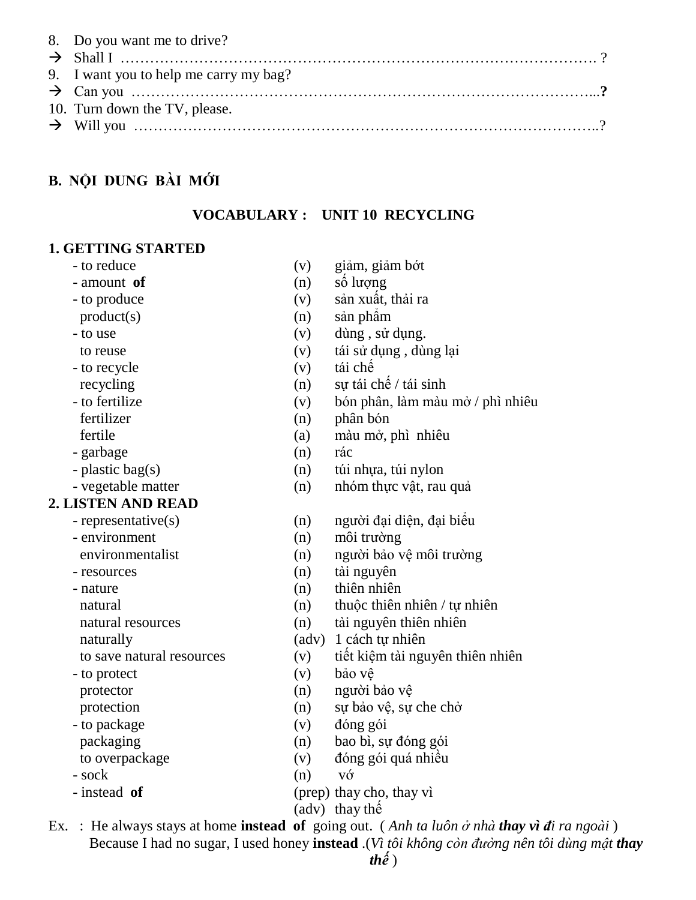8. Do you want me to drive?

→ Shall I ………………………………………………………………………………… ?

9. I want you to help me carry my bag?

→ Can you ……………………………………………………………………………...**?**

10. Turn down the TV, please.

→ Will you ………………………………………………………………………………..?

## B. NỘI DUNG BÀI MỚI

### VOCABULARY : UNIT 10 RECYCLING

**1. GETTING STARTED**

| | | |
|---|---|---|
| - to reduce | (v) | giảm, giảm bớt |
| - amount **of** | (n) | số lượng |
| - to produce | (v) | sản xuất, thải ra |
| product(s) | (n) | sản phẩm |
| - to use | (v) | dùng , sử dụng. |
| to reuse | (v) | tái sử dụng , dùng lại |
| - to recycle | (v) | tái chế |
| recycling | (n) | sự tái chế / tái sinh |
| - to fertilize | (v) | bón phân, làm màu mở / phì nhiêu |
| fertilizer | (n) | phân bón |
| fertile | (a) | màu mở, phì nhiêu |
| - garbage | (n) | rác |
| - plastic bag(s) | (n) | túi nhựa, túi nylon |
| - vegetable matter | (n) | nhóm thực vật, rau quả |

**2. LISTEN AND READ**

| | | |
|---|---|---|
| - representative(s) | (n) | người đại diện, đại biểu |
| - environment | (n) | môi trường |
| environmentalist | (n) | người bảo vệ môi trường |
| - resources | (n) | tài nguyên |
| - nature | (n) | thiên nhiên |
| natural | (n) | thuộc thiên nhiên / tự nhiên |
| natural resources | (n) | tài nguyên thiên nhiên |
| naturally | (adv) | 1 cách tự nhiên |
| to save natural resources | (v) | tiết kiệm tài nguyên thiên nhiên |
| - to protect | (v) | bảo vệ |
| protector | (n) | người bảo vệ |
| protection | (n) | sự bảo vệ, sự che chở |
| - to package | (v) | đóng gói |
| packaging | (n) | bao bì, sự đóng gói |
| to overpackage | (v) | đóng gói quá nhiều |
| - sock | (n) | vớ |
| - instead **of** | (prep) | thay cho, thay vì |
| | (adv) | thay thế |

Ex. : He always stays at home **instead of** going out. ( *Anh ta luôn ở nhà* ***thay vì đi*** *ra ngoài* )

Because I had no sugar, I used honey **instead** .(*Vì tôi không còn đường nên tôi dùng mật* ***thay thế*** )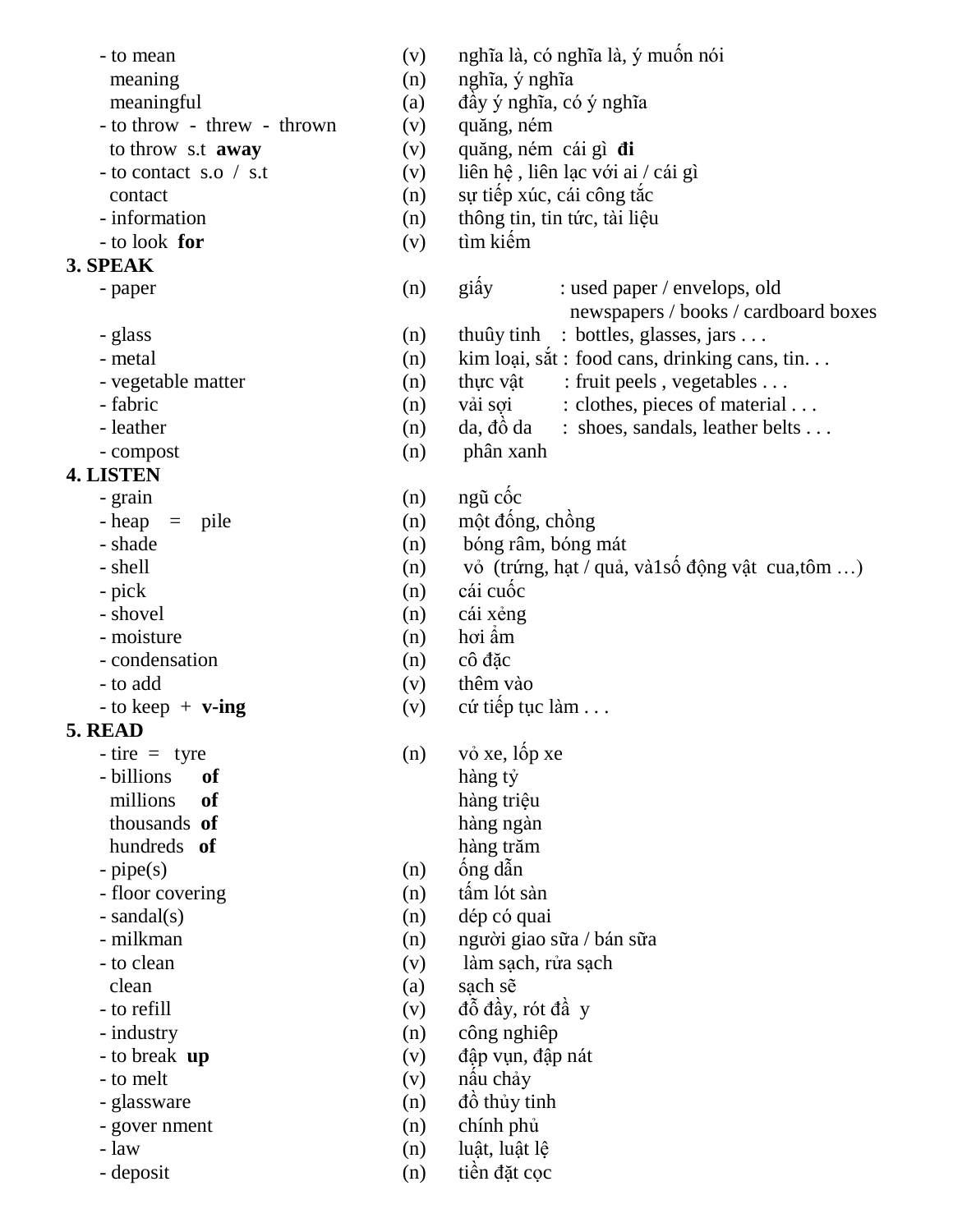- to mean (v) nghĩa là, có nghĩa là, ý muốn nói
  meaning (n) nghĩa, ý nghĩa
  meaningful (a) đầy ý nghĩa, có ý nghĩa
- to throw - threw - thrown (v) quăng, ném
  to throw s.t **away** (v) quăng, ném cái gì **đi**
- to contact s.o / s.t (v) liên hệ , liên lạc với ai / cái gì
  contact (n) sự tiếp xúc, cái công tắc
- information (n) thông tin, tin tức, tài liệu
- to look **for** (v) tìm kiếm

**3. SPEAK**

- paper (n) giấy : used paper / envelops, old newspapers / books / cardboard boxes
- glass (n) thuûy tinh : bottles, glasses, jars . . .
- metal (n) kim loại, sắt : food cans, drinking cans, tin. . .
- vegetable matter (n) thực vật : fruit peels , vegetables . . .
- fabric (n) vải sợi : clothes, pieces of material . . .
- leather (n) da, đồ da : shoes, sandals, leather belts . . .
- compost (n) phân xanh

**4. LISTEN**

- grain (n) ngũ cốc
- heap = pile (n) một đống, chồng
- shade (n) bóng râm, bóng mát
- shell (n) vỏ (trứng, hạt / quả, và1số động vật cua,tôm …)
- pick (n) cái cuốc
- shovel (n) cái xẻng
- moisture (n) hơi ẩm
- condensation (n) cô đặc
- to add (v) thêm vào
- to keep + **v-ing** (v) cứ tiếp tục làm . . .

**5. READ**

- tire = tyre (n) vỏ xe, lốp xe
- billions **of** hàng tỷ
  millions **of** hàng triệu
  thousands **of** hàng ngàn
  hundreds **of** hàng trăm
- pipe(s) (n) ống dẫn
- floor covering (n) tấm lót sàn
- sandal(s) (n) dép có quai
- milkman (n) người giao sữa / bán sữa
- to clean (v) làm sạch, rửa sạch
  clean (a) sạch sẽ
- to refill (v) đổ đầy, rót đầ y
- industry (n) công nghiêp
- to break **up** (v) đập vụn, đập nát
- to melt (v) nấu chảy
- glassware (n) đồ thủy tinh
- gover nment (n) chính phủ
- law (n) luật, luật lệ
- deposit (n) tiền đặt cọc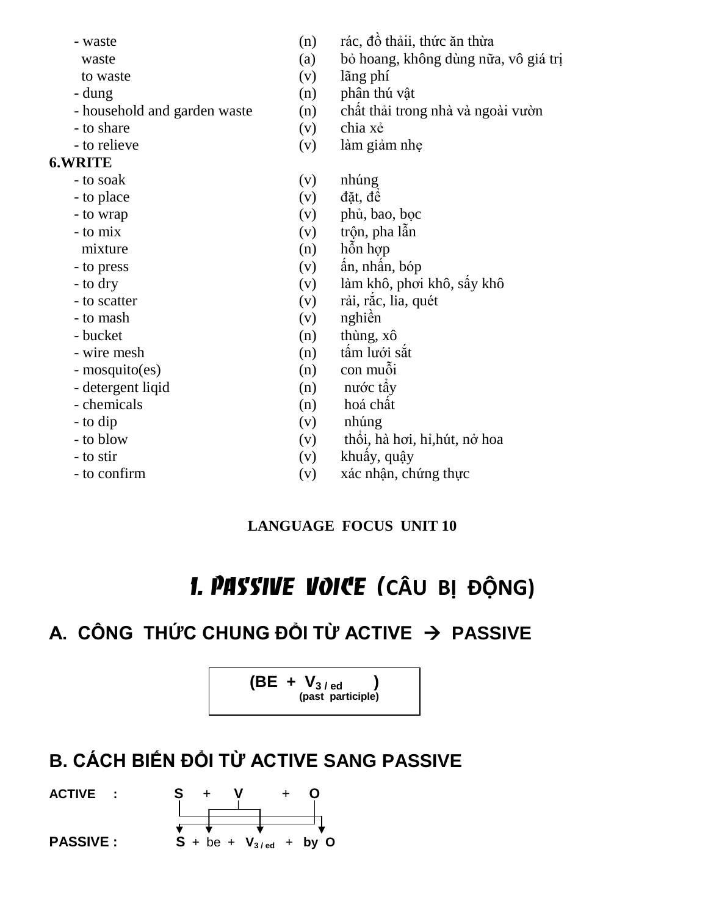- waste (n) rác, đồ thảii, thức ăn thừa
  waste (a) bỏ hoang, không dùng nữa, vô giá trị
  to waste (v) lãng phí
- dung (n) phân thú vật
- household and garden waste (n) chất thải trong nhà và ngoài vườn
- to share (v) chia xẻ
- to relieve (v) làm giảm nhẹ

**6.WRITE**

- to soak (v) nhúng
- to place (v) đặt, để
- to wrap (v) phủ, bao, bọc
- to mix (v) trộn, pha lẫn
  mixture (n) hỗn hợp
- to press (v) ấn, nhấn, bóp
- to dry (v) làm khô, phơi khô, sấy khô
- to scatter (v) rải, rắc, lia, quét
- to mash (v) nghiền
- bucket (n) thùng, xô
- wire mesh (n) tấm lưới sắt
- mosquito(es) (n) con muỗi
- detergent liqid (n) nước tẩy
- chemicals (n) hoá chất
- to dip (v) nhúng
- to blow (v) thổi, hà hơi, hỉ,hút, nở hoa
- to stir (v) khuấy, quậy
- to confirm (v) xác nhận, chứng thực

## LANGUAGE FOCUS UNIT 10

# I. PASSIVE VOICE (CÂU BỊ ĐỘNG)

## A. CÔNG THỨC CHUNG ĐỔI TỪ ACTIVE → PASSIVE

**(BE + $V_{3 / ed}$ )**
**(past participle)**

## B. CÁCH BIẾN ĐỔI TỪ ACTIVE SANG PASSIVE

**ACTIVE :** **S** + **V** + **O**

**PASSIVE :** **S** + be + **$V_{3 / ed}$** + **by O**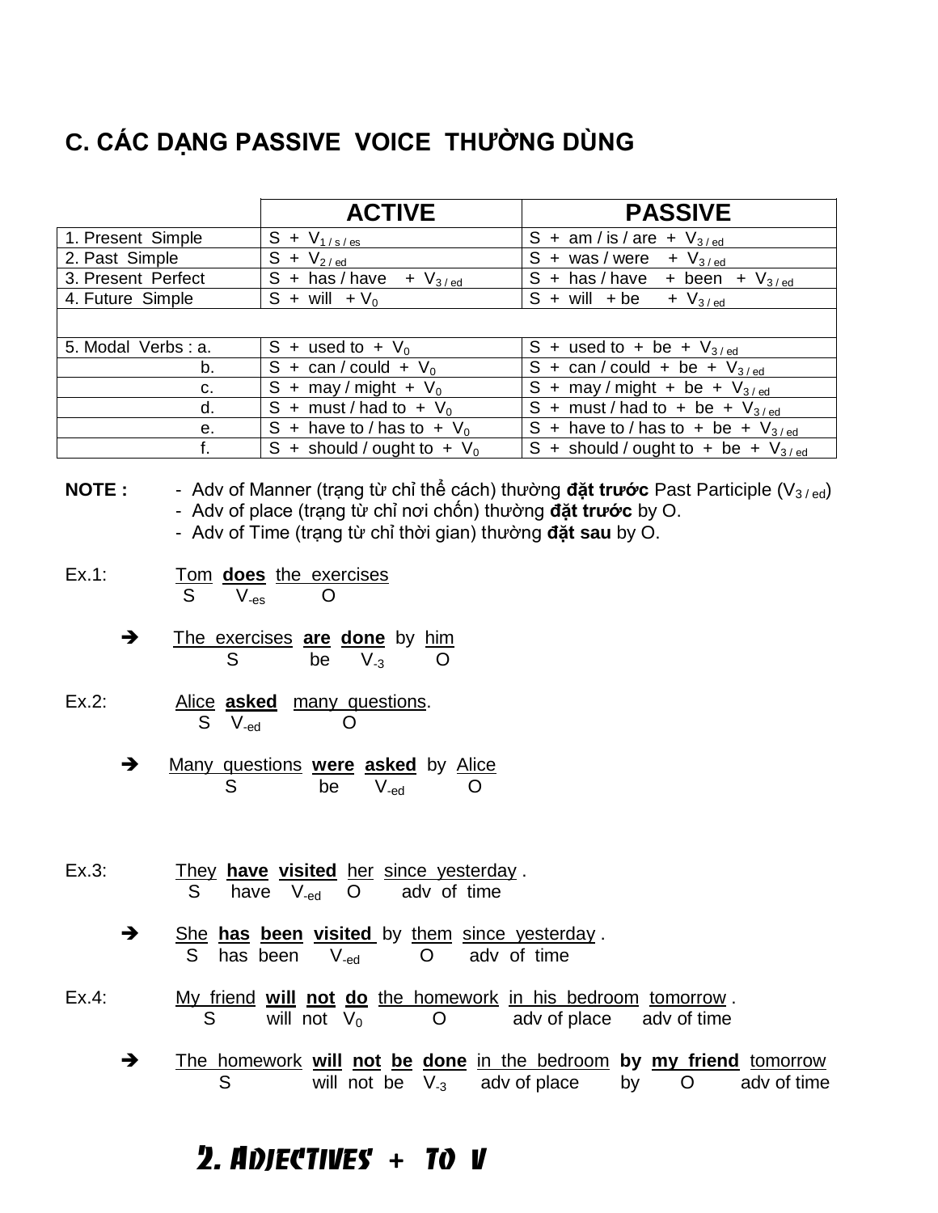## C. CÁC DẠNG PASSIVE VOICE THƯỜNG DÙNG

| | ACTIVE | PASSIVE |
|---|---|---|
| 1. Present Simple | S + $V_{1 / s / es}$ | S + am / is / are + $V_{3 / ed}$ |
| 2. Past Simple | S + $V_{2 / ed}$ | S + was / were + $V_{3 / ed}$ |
| 3. Present Perfect | S + has / have + $V_{3 / ed}$ | S + has / have + been + $V_{3 / ed}$ |
| 4. Future Simple | S + will + $V_0$ | S + will + be + $V_{3 / ed}$ |
| | | |
| 5. Modal Verbs : a. | S + used to + $V_0$ | S + used to + be + $V_{3 / ed}$ |
| b. | S + can / could + $V_0$ | S + can / could + be + $V_{3 / ed}$ |
| c. | S + may / might + $V_0$ | S + may / might + be + $V_{3 / ed}$ |
| d. | S + must / had to + $V_0$ | S + must / had to + be + $V_{3 / ed}$ |
| e. | S + have to / has to + $V_0$ | S + have to / has to + be + $V_{3 / ed}$ |
| f. | S + should / ought to + $V_0$ | S + should / ought to + be + $V_{3 / ed}$ |

**NOTE :**
- Adv of Manner (trạng từ chỉ thể cách) thường **đặt trước** Past Participle ($V_{3 / ed}$)
- Adv of place (trạng từ chỉ nơi chốn) thường **đặt trước** by O.
- Adv of Time (trạng từ chỉ thời gian) thường **đặt sau** by O.

Ex.1: Tom **does** the exercises
(S – $V_{-es}$ – O)

➔ The exercises **are done** by him
(S – be – $V_{-3}$ – O)

Ex.2: Alice **asked** many questions.
(S – $V_{-ed}$ – O)

➔ Many questions **were asked** by Alice
(S – be – $V_{-ed}$ – O)

Ex.3: They **have visited** her since yesterday .
(S – have – $V_{-ed}$ – O – adv of time)

➔ She **has been visited** by them since yesterday .
(S – has been – $V_{-ed}$ – O – adv of time)

Ex.4: My friend **will not do** the homework in his bedroom tomorrow .
(S – will not – $V_0$ – O – adv of place – adv of time)

➔ The homework **will not be done** in the bedroom **by my friend** tomorrow
(S – will not be – $V_{-3}$ – adv of place – by – O – adv of time)

## 2. Adjectives + to V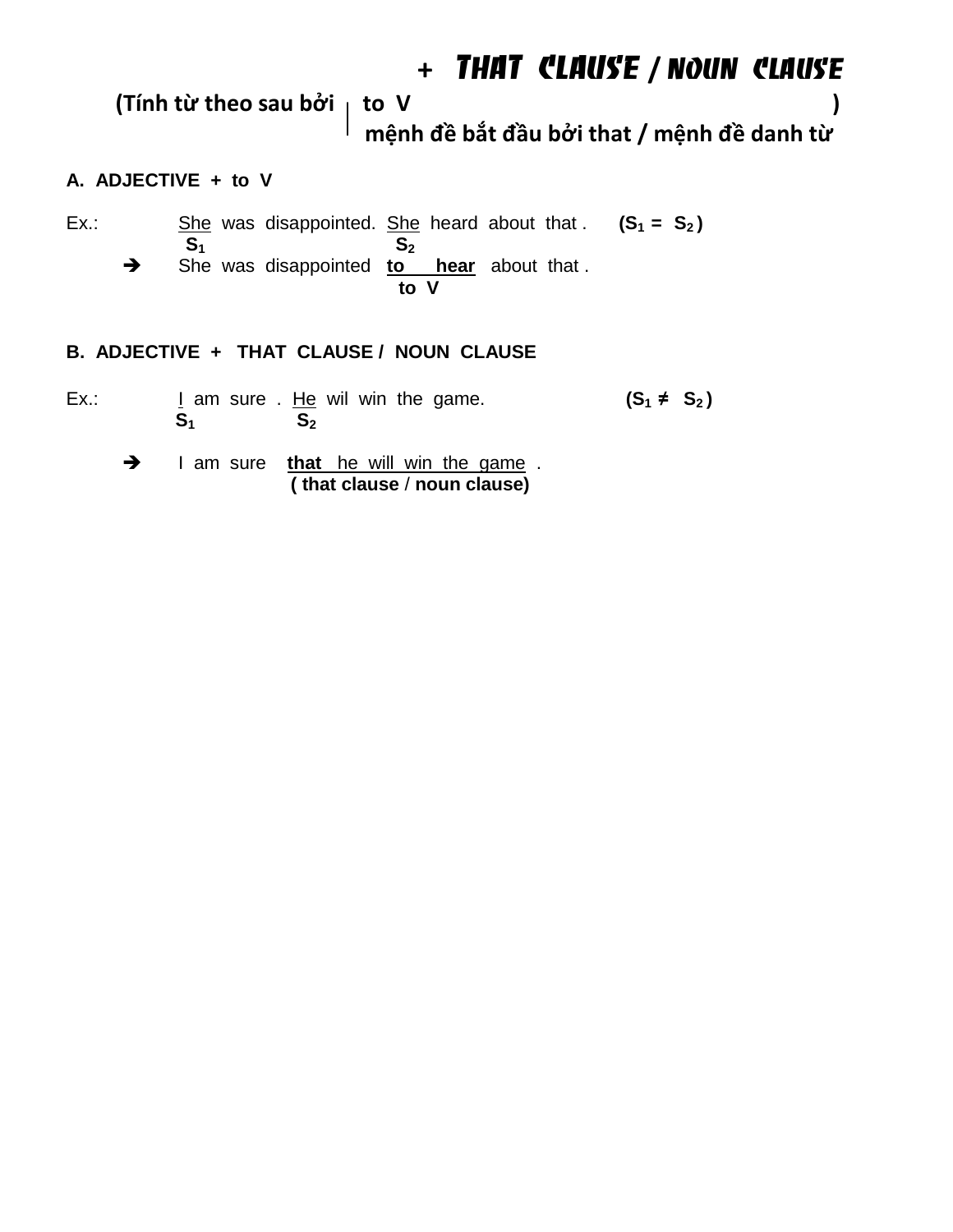## + THAT CLAUSE / NOUN CLAUSE

**(Tính từ theo sau bởi | to V )**
**| mệnh đề bắt đầu bởi that / mệnh đề danh từ**

**A. ADJECTIVE + to V**

Ex.: She was disappointed. She heard about that. **($S_1$ = $S_2$)**

(She = $S_1$; She = $S_2$)

➔ She was disappointed **to hear** about that.

(**to hear** = **to V**)

**B. ADJECTIVE + THAT CLAUSE / NOUN CLAUSE**

Ex.: I am sure . He wil win the game. **($S_1$ ≠ $S_2$)**

(I = $S_1$; He = $S_2$)

➔ I am sure **that** he will win the game .

**( that clause / noun clause)**